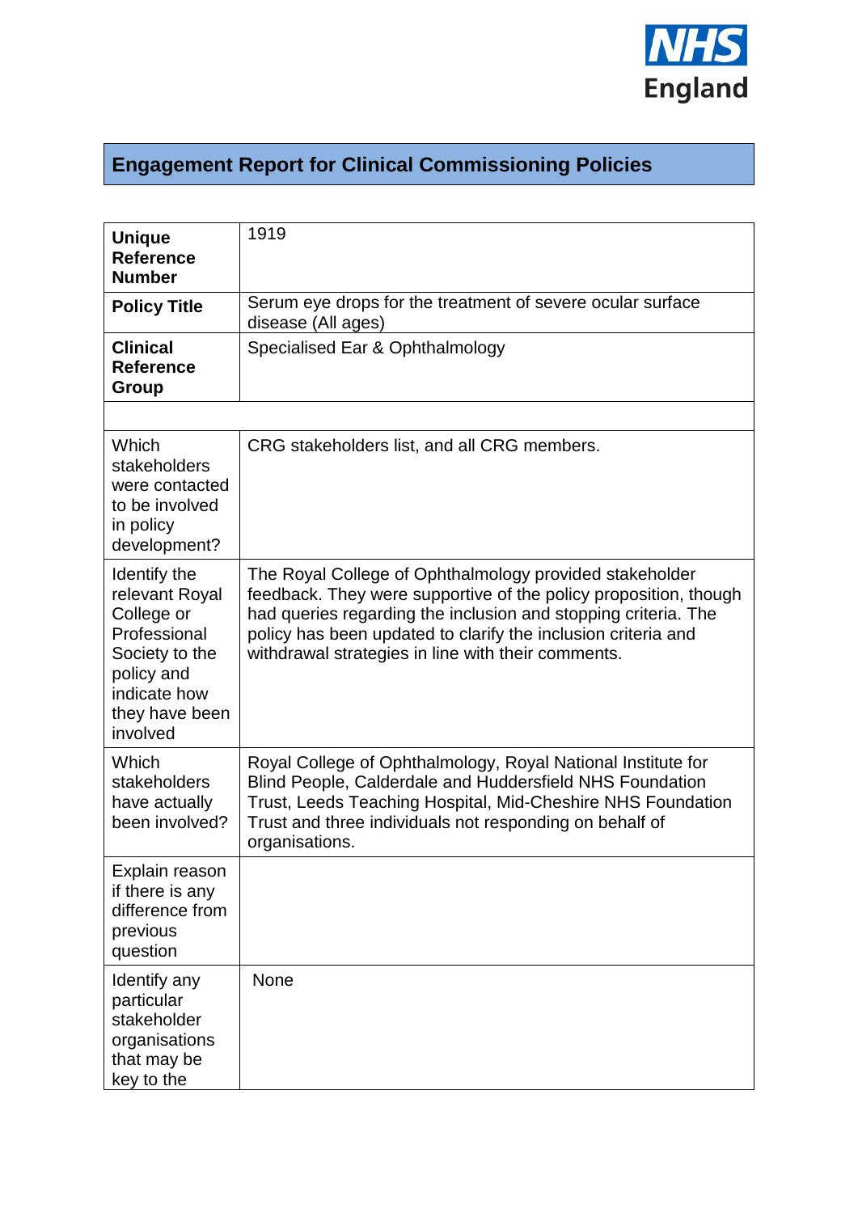NHS England

# Engagement Report for Clinical Commissioning Policies

| | |
|---|---|
| **Unique Reference Number** | 1919 |
| **Policy Title** | Serum eye drops for the treatment of severe ocular surface disease (All ages) |
| **Clinical Reference Group** | Specialised Ear & Ophthalmology |
| | |
| Which stakeholders were contacted to be involved in policy development? | CRG stakeholders list, and all CRG members. |
| Identify the relevant Royal College or Professional Society to the policy and indicate how they have been involved | The Royal College of Ophthalmology provided stakeholder feedback. They were supportive of the policy proposition, though had queries regarding the inclusion and stopping criteria. The policy has been updated to clarify the inclusion criteria and withdrawal strategies in line with their comments. |
| Which stakeholders have actually been involved? | Royal College of Ophthalmology, Royal National Institute for Blind People, Calderdale and Huddersfield NHS Foundation Trust, Leeds Teaching Hospital, Mid-Cheshire NHS Foundation Trust and three individuals not responding on behalf of organisations. |
| Explain reason if there is any difference from previous question | |
| Identify any particular stakeholder organisations that may be key to the | None |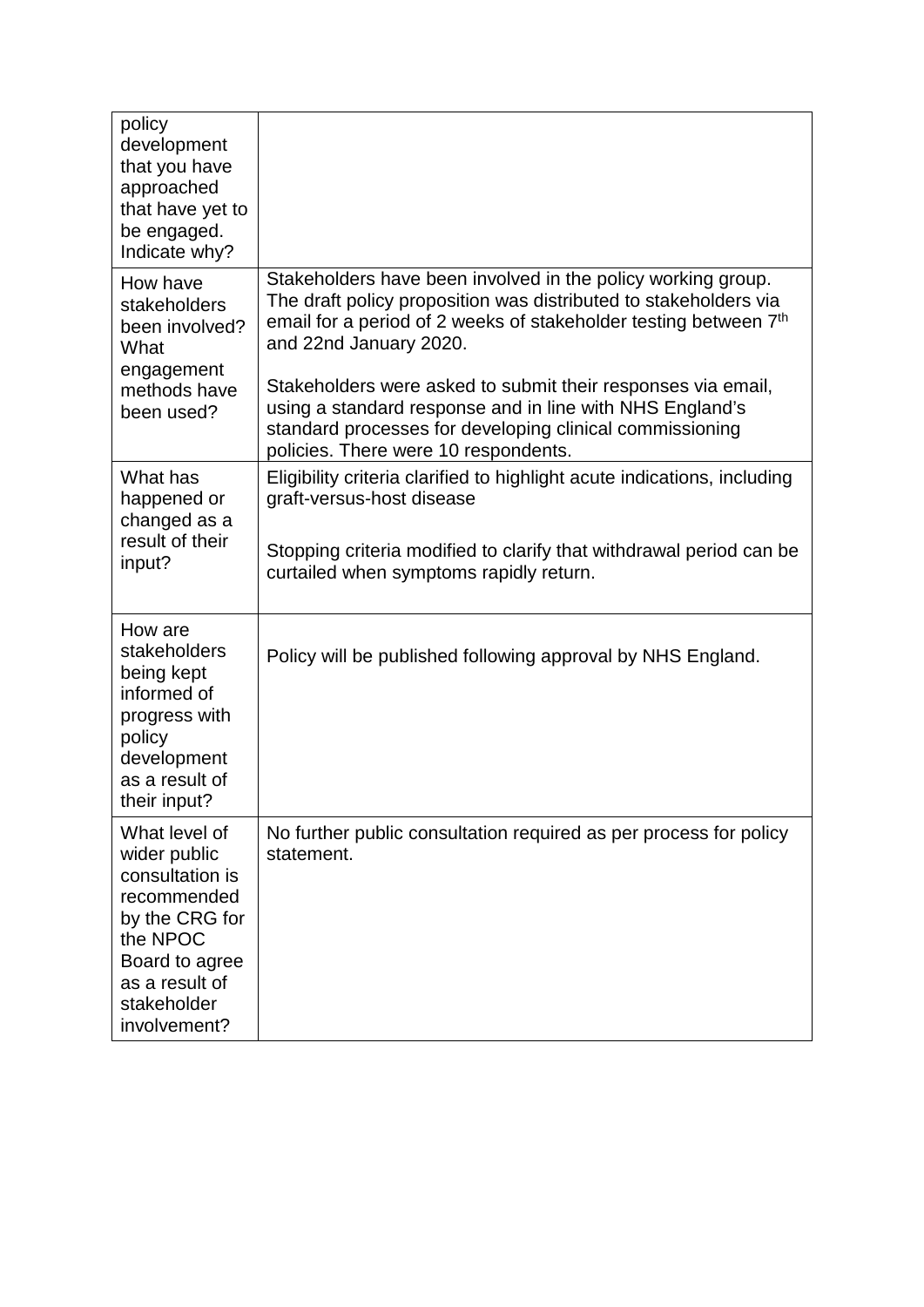| | |
|---|---|
| policy development that you have approached that have yet to be engaged. Indicate why? | |
| How have stakeholders been involved? What engagement methods have been used? | Stakeholders have been involved in the policy working group. The draft policy proposition was distributed to stakeholders via email for a period of 2 weeks of stakeholder testing between 7th and 22nd January 2020.<br><br>Stakeholders were asked to submit their responses via email, using a standard response and in line with NHS England's standard processes for developing clinical commissioning policies. There were 10 respondents. |
| What has happened or changed as a result of their input? | Eligibility criteria clarified to highlight acute indications, including graft-versus-host disease<br><br>Stopping criteria modified to clarify that withdrawal period can be curtailed when symptoms rapidly return. |
| How are stakeholders being kept informed of progress with policy development as a result of their input? | Policy will be published following approval by NHS England. |
| What level of wider public consultation is recommended by the CRG for the NPOC Board to agree as a result of stakeholder involvement? | No further public consultation required as per process for policy statement. |